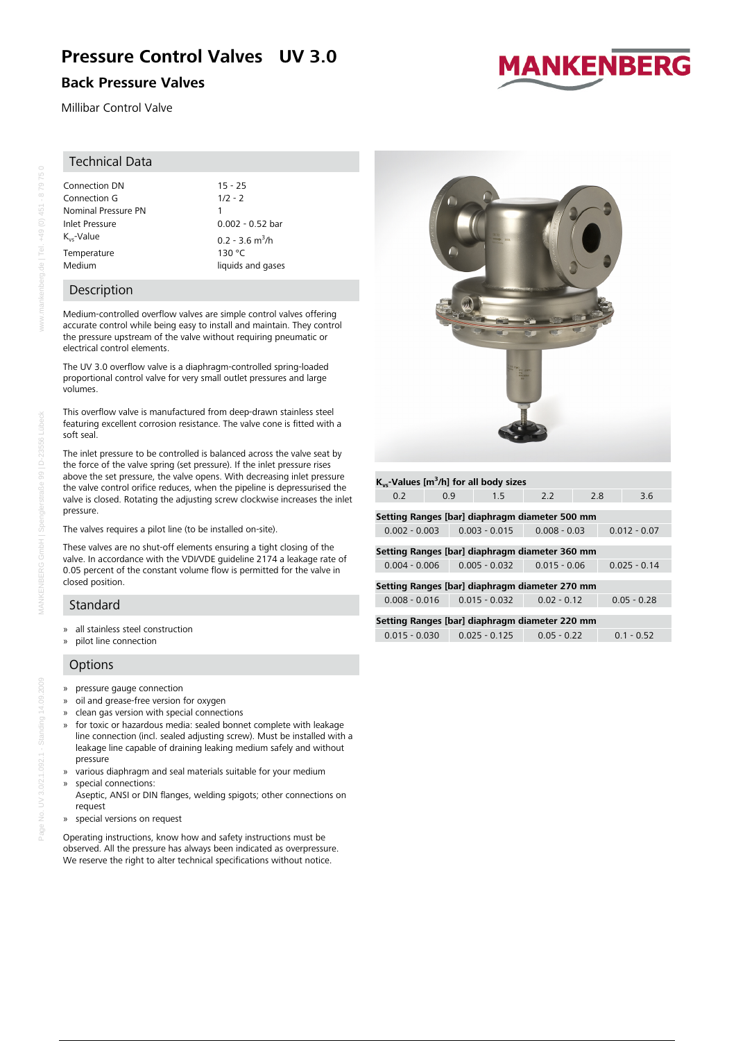# Pressure Control Valves UV 3.0

## Back Pressure Valves

Millibar Control Valve

MANKENBERG

## Technical Data

| | |
|---|---|
| Connection DN | 15 - 25 |
| Connection G | 1/2 - 2 |
| Nominal Pressure PN | 1 |
| Inlet Pressure | 0.002 - 0.52 bar |
| $K_{vs}$-Value | 0.2 - 3.6 $m^3$/h |
| Temperature | 130 °C |
| Medium | liquids and gases |

## Description

Medium-controlled overflow valves are simple control valves offering accurate control while being easy to install and maintain. They control the pressure upstream of the valve without requiring pneumatic or electrical control elements.

The UV 3.0 overflow valve is a diaphragm-controlled spring-loaded proportional control valve for very small outlet pressures and large volumes.

This overflow valve is manufactured from deep-drawn stainless steel featuring excellent corrosion resistance. The valve cone is fitted with a soft seal.

The inlet pressure to be controlled is balanced across the valve seat by the force of the valve spring (set pressure). If the inlet pressure rises above the set pressure, the valve opens. With decreasing inlet pressure the valve control orifice reduces, when the pipeline is depressurised the valve is closed. Rotating the adjusting screw clockwise increases the inlet pressure.

The valves requires a pilot line (to be installed on-site).

These valves are no shut-off elements ensuring a tight closing of the valve. In accordance with the VDI/VDE guideline 2174 a leakage rate of 0.05 percent of the constant volume flow is permitted for the valve in closed position.

## Standard

- all stainless steel construction
- pilot line connection

## Options

- pressure gauge connection
- oil and grease-free version for oxygen
- clean gas version with special connections
- for toxic or hazardous media: sealed bonnet complete with leakage line connection (incl. sealed adjusting screw). Must be installed with a leakage line capable of draining leaking medium safely and without pressure
- various diaphragm and seal materials suitable for your medium
- special connections:
  Aseptic, ANSI or DIN flanges, welding spigots; other connections on request
- special versions on request

Operating instructions, know how and safety instructions must be observed. All the pressure has always been indicated as overpressure. We reserve the right to alter technical specifications without notice.

**$K_{vs}$-Values [$m^3$/h] for all body sizes**

| 0.2 | 0.9 | 1.5 | 2.2 | 2.8 | 3.6 |
|---|---|---|---|---|---|

**Setting Ranges [bar] diaphragm diameter 500 mm**

| 0.002 - 0.003 | 0.003 - 0.015 | 0.008 - 0.03 | 0.012 - 0.07 |
|---|---|---|---|

**Setting Ranges [bar] diaphragm diameter 360 mm**

| 0.004 - 0.006 | 0.005 - 0.032 | 0.015 - 0.06 | 0.025 - 0.14 |
|---|---|---|---|

**Setting Ranges [bar] diaphragm diameter 270 mm**

| 0.008 - 0.016 | 0.015 - 0.032 | 0.02 - 0.12 | 0.05 - 0.28 |
|---|---|---|---|

**Setting Ranges [bar] diaphragm diameter 220 mm**

| 0.015 - 0.030 | 0.025 - 0.125 | 0.05 - 0.22 | 0.1 - 0.52 |
|---|---|---|---|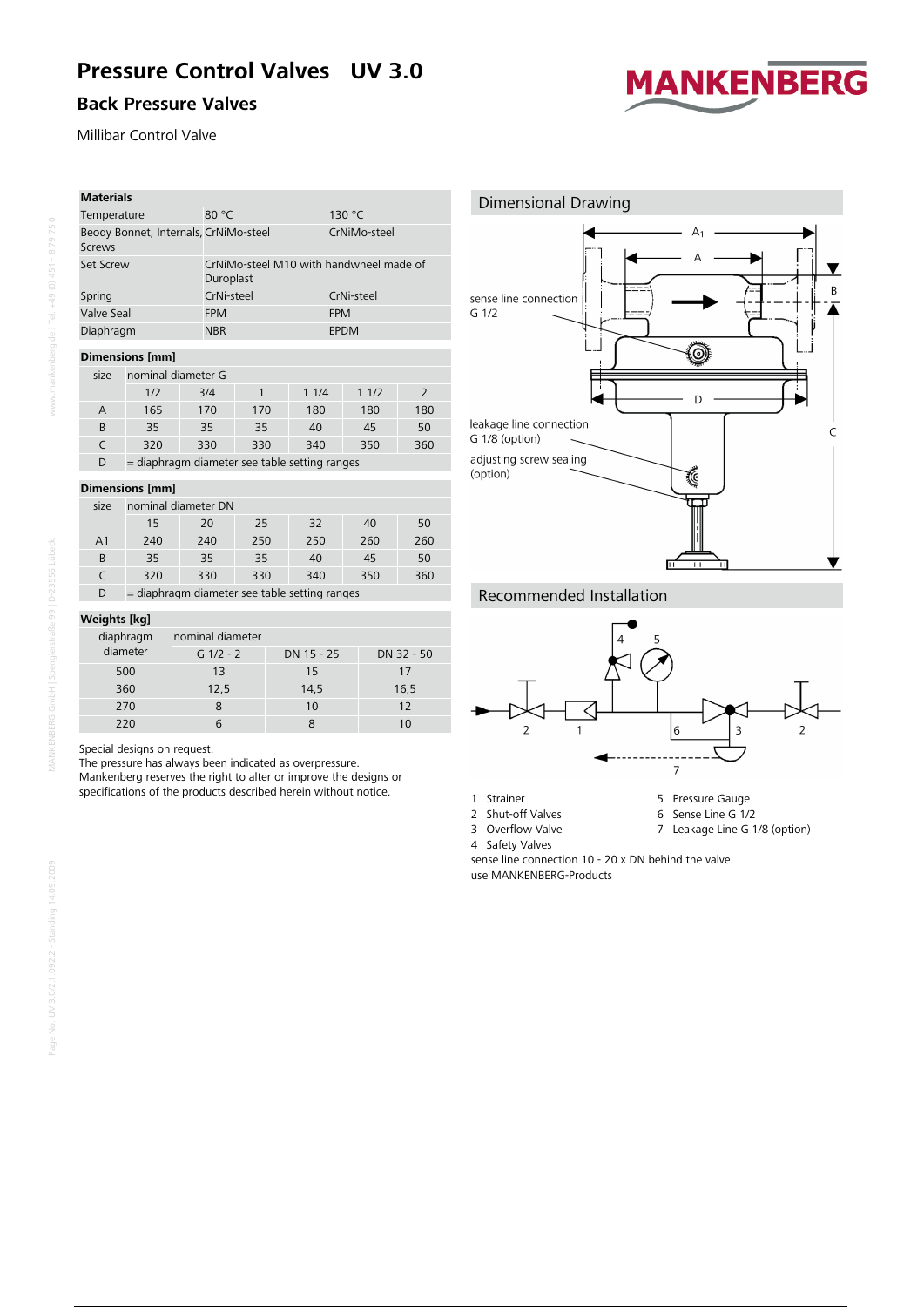# Pressure Control Valves UV 3.0

## Back Pressure Valves

Millibar Control Valve

| Materials | | |
|---|---|---|
| Temperature | 80 °C | 130 °C |
| Beody Bonnet, Internals, Screws | CrNiMo-steel | CrNiMo-steel |
| Set Screw | CrNiMo-steel M10 with handwheel made of Duroplast | |
| Spring | CrNi-steel | CrNi-steel |
| Valve Seal | FPM | FPM |
| Diaphragm | NBR | EPDM |

**Dimensions [mm]**

| size | nominal diameter G | | | | | |
|---|---|---|---|---|---|---|
| | 1/2 | 3/4 | 1 | 1 1/4 | 1 1/2 | 2 |
| A | 165 | 170 | 170 | 180 | 180 | 180 |
| B | 35 | 35 | 35 | 40 | 45 | 50 |
| C | 320 | 330 | 330 | 340 | 350 | 360 |
| D | = diaphragm diameter see table setting ranges | | | | | |

**Dimensions [mm]**

| size | nominal diameter DN | | | | | |
|---|---|---|---|---|---|---|
| | 15 | 20 | 25 | 32 | 40 | 50 |
| A1 | 240 | 240 | 250 | 250 | 260 | 260 |
| B | 35 | 35 | 35 | 40 | 45 | 50 |
| C | 320 | 330 | 330 | 340 | 350 | 360 |
| D | = diaphragm diameter see table setting ranges | | | | | |

**Weights [kg]**

| diaphragm diameter | nominal diameter | | |
|---|---|---|---|
| | G 1/2 - 2 | DN 15 - 25 | DN 32 - 50 |
| 500 | 13 | 15 | 17 |
| 360 | 12,5 | 14,5 | 16,5 |
| 270 | 8 | 10 | 12 |
| 220 | 6 | 8 | 10 |

Special designs on request.
The pressure has always been indicated as overpressure.
Mankenberg reserves the right to alter or improve the designs or specifications of the products described herein without notice.

## Dimensional Drawing

A1, A, B, C, D

sense line connection G 1/2

leakage line connection G 1/8 (option)

adjusting screw sealing (option)

## Recommended Installation

1 Strainer
2 Shut-off Valves
3 Overflow Valve
4 Safety Valves
5 Pressure Gauge
6 Sense Line G 1/2
7 Leakage Line G 1/8 (option)

sense line connection 10 - 20 x DN behind the valve.
use MANKENBERG-Products